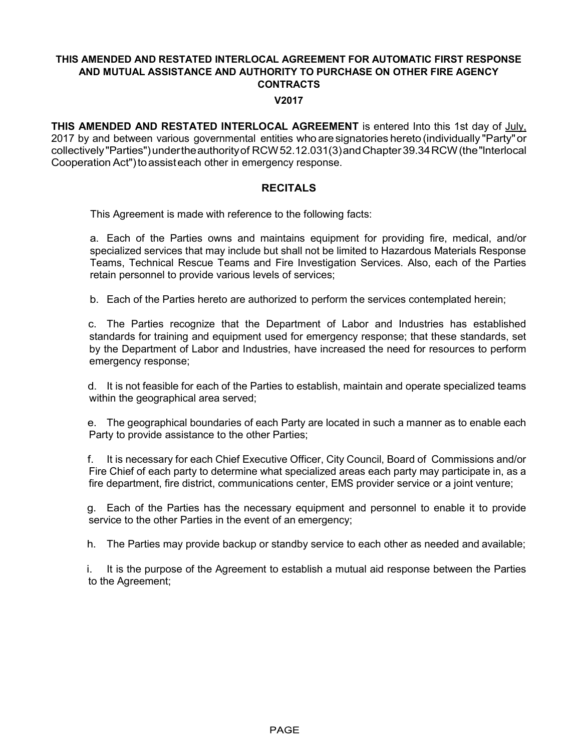**THIS AMENDED AND RESTATED INTERLOCAL AGREEMENT FOR AUTOMATIC FIRST RESPONSE AND MUTUAL ASSISTANCE AND AUTHORITY TO PURCHASE ON OTHER FIRE AGENCY CONTRACTS**

**V2017**

**THIS AMENDED AND RESTATED INTERLOCAL AGREEMENT** is entered Into this 1st day of July, 2017 by and between various governmental entities who are signatories hereto (individually "Party" or collectively "Parties") under the authority of RCW 52.12.031(3) and Chapter 39.34 RCW (the "Interlocal Cooperation Act") to assist each other in emergency response.

## RECITALS

This Agreement is made with reference to the following facts:

a. Each of the Parties owns and maintains equipment for providing fire, medical, and/or specialized services that may include but shall not be limited to Hazardous Materials Response Teams, Technical Rescue Teams and Fire Investigation Services. Also, each of the Parties retain personnel to provide various levels of services;

b. Each of the Parties hereto are authorized to perform the services contemplated herein;

c. The Parties recognize that the Department of Labor and Industries has established standards for training and equipment used for emergency response; that these standards, set by the Department of Labor and Industries, have increased the need for resources to perform emergency response;

d. It is not feasible for each of the Parties to establish, maintain and operate specialized teams within the geographical area served;

e. The geographical boundaries of each Party are located in such a manner as to enable each Party to provide assistance to the other Parties;

f. It is necessary for each Chief Executive Officer, City Council, Board of Commissions and/or Fire Chief of each party to determine what specialized areas each party may participate in, as a fire department, fire district, communications center, EMS provider service or a joint venture;

g. Each of the Parties has the necessary equipment and personnel to enable it to provide service to the other Parties in the event of an emergency;

h. The Parties may provide backup or standby service to each other as needed and available;

i. It is the purpose of the Agreement to establish a mutual aid response between the Parties to the Agreement;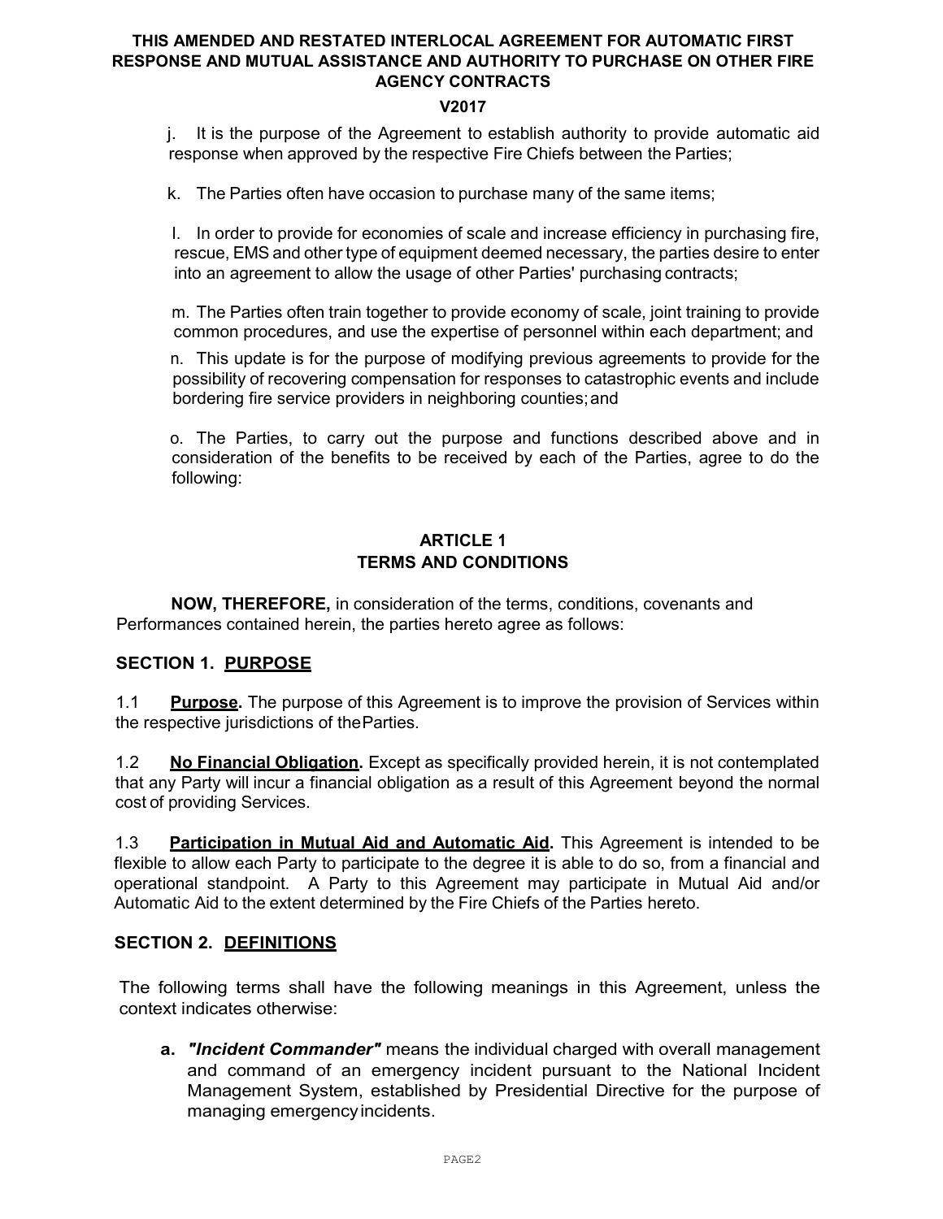j. It is the purpose of the Agreement to establish authority to provide automatic aid response when approved by the respective Fire Chiefs between the Parties;

k. The Parties often have occasion to purchase many of the same items;

l. In order to provide for economies of scale and increase efficiency in purchasing fire, rescue, EMS and other type of equipment deemed necessary, the parties desire to enter into an agreement to allow the usage of other Parties' purchasing contracts;

m. The Parties often train together to provide economy of scale, joint training to provide common procedures, and use the expertise of personnel within each department; and

n. This update is for the purpose of modifying previous agreements to provide for the possibility of recovering compensation for responses to catastrophic events and include bordering fire service providers in neighboring counties; and

o. The Parties, to carry out the purpose and functions described above and in consideration of the benefits to be received by each of the Parties, agree to do the following:

## ARTICLE 1
## TERMS AND CONDITIONS

**NOW, THEREFORE,** in consideration of the terms, conditions, covenants and Performances contained herein, the parties hereto agree as follows:

### SECTION 1. PURPOSE

1.1 **Purpose.** The purpose of this Agreement is to improve the provision of Services within the respective jurisdictions of the Parties.

1.2 **No Financial Obligation.** Except as specifically provided herein, it is not contemplated that any Party will incur a financial obligation as a result of this Agreement beyond the normal cost of providing Services.

1.3 **Participation in Mutual Aid and Automatic Aid.** This Agreement is intended to be flexible to allow each Party to participate to the degree it is able to do so, from a financial and operational standpoint. A Party to this Agreement may participate in Mutual Aid and/or Automatic Aid to the extent determined by the Fire Chiefs of the Parties hereto.

### SECTION 2. DEFINITIONS

The following terms shall have the following meanings in this Agreement, unless the context indicates otherwise:

**a.** ***"Incident Commander"*** means the individual charged with overall management and command of an emergency incident pursuant to the National Incident Management System, established by Presidential Directive for the purpose of managing emergency incidents.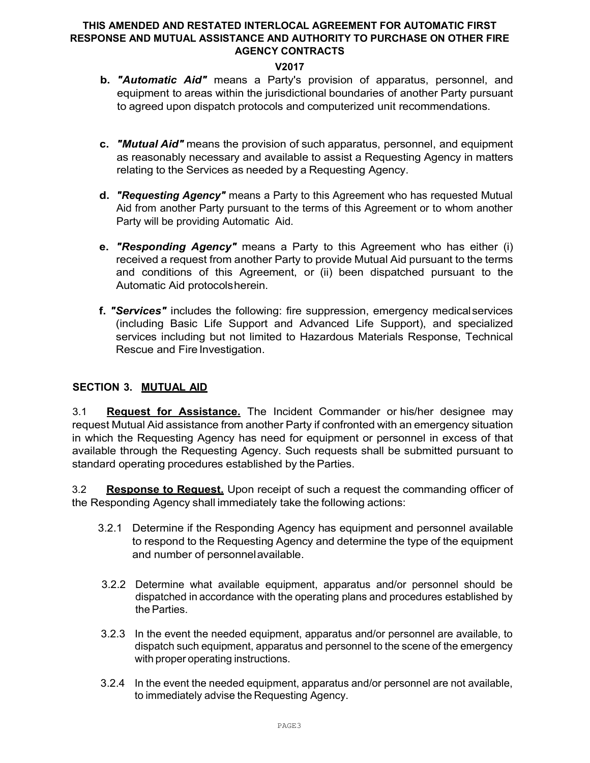- **b.** ***"Automatic Aid"*** means a Party's provision of apparatus, personnel, and equipment to areas within the jurisdictional boundaries of another Party pursuant to agreed upon dispatch protocols and computerized unit recommendations.

- **c.** ***"Mutual Aid"*** means the provision of such apparatus, personnel, and equipment as reasonably necessary and available to assist a Requesting Agency in matters relating to the Services as needed by a Requesting Agency.

- **d.** ***"Requesting Agency"*** means a Party to this Agreement who has requested Mutual Aid from another Party pursuant to the terms of this Agreement or to whom another Party will be providing Automatic Aid.

- **e.** ***"Responding Agency"*** means a Party to this Agreement who has either (i) received a request from another Party to provide Mutual Aid pursuant to the terms and conditions of this Agreement, or (ii) been dispatched pursuant to the Automatic Aid protocols herein.

- **f.** ***"Services"*** includes the following: fire suppression, emergency medical services (including Basic Life Support and Advanced Life Support), and specialized services including but not limited to Hazardous Materials Response, Technical Rescue and Fire Investigation.

## SECTION 3. MUTUAL AID

3.1 **Request for Assistance.** The Incident Commander or his/her designee may request Mutual Aid assistance from another Party if confronted with an emergency situation in which the Requesting Agency has need for equipment or personnel in excess of that available through the Requesting Agency. Such requests shall be submitted pursuant to standard operating procedures established by the Parties.

3.2 **Response to Request.** Upon receipt of such a request the commanding officer of the Responding Agency shall immediately take the following actions:

3.2.1 Determine if the Responding Agency has equipment and personnel available to respond to the Requesting Agency and determine the type of the equipment and number of personnel available.

3.2.2 Determine what available equipment, apparatus and/or personnel should be dispatched in accordance with the operating plans and procedures established by the Parties.

3.2.3 In the event the needed equipment, apparatus and/or personnel are available, to dispatch such equipment, apparatus and personnel to the scene of the emergency with proper operating instructions.

3.2.4 In the event the needed equipment, apparatus and/or personnel are not available, to immediately advise the Requesting Agency.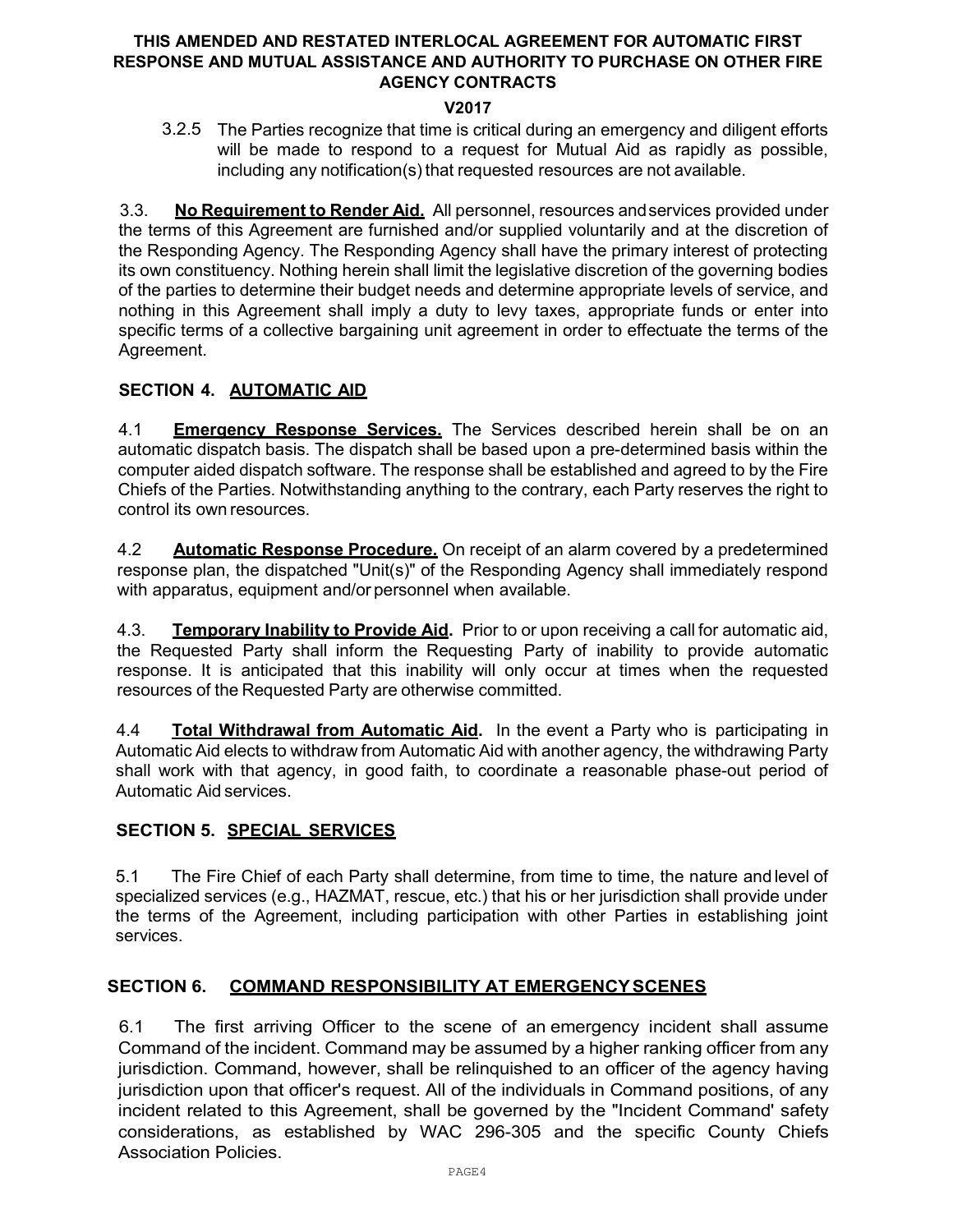3.2.5 The Parties recognize that time is critical during an emergency and diligent efforts will be made to respond to a request for Mutual Aid as rapidly as possible, including any notification(s) that requested resources are not available.

3.3. **No Requirement to Render Aid.** All personnel, resources and services provided under the terms of this Agreement are furnished and/or supplied voluntarily and at the discretion of the Responding Agency. The Responding Agency shall have the primary interest of protecting its own constituency. Nothing herein shall limit the legislative discretion of the governing bodies of the parties to determine their budget needs and determine appropriate levels of service, and nothing in this Agreement shall imply a duty to levy taxes, appropriate funds or enter into specific terms of a collective bargaining unit agreement in order to effectuate the terms of the Agreement.

## SECTION 4. AUTOMATIC AID

4.1 **Emergency Response Services.** The Services described herein shall be on an automatic dispatch basis. The dispatch shall be based upon a pre-determined basis within the computer aided dispatch software. The response shall be established and agreed to by the Fire Chiefs of the Parties. Notwithstanding anything to the contrary, each Party reserves the right to control its own resources.

4.2 **Automatic Response Procedure.** On receipt of an alarm covered by a predetermined response plan, the dispatched "Unit(s)" of the Responding Agency shall immediately respond with apparatus, equipment and/or personnel when available.

4.3. **Temporary Inability to Provide Aid.** Prior to or upon receiving a call for automatic aid, the Requested Party shall inform the Requesting Party of inability to provide automatic response. It is anticipated that this inability will only occur at times when the requested resources of the Requested Party are otherwise committed.

4.4 **Total Withdrawal from Automatic Aid.** In the event a Party who is participating in Automatic Aid elects to withdraw from Automatic Aid with another agency, the withdrawing Party shall work with that agency, in good faith, to coordinate a reasonable phase-out period of Automatic Aid services.

## SECTION 5. SPECIAL SERVICES

5.1 The Fire Chief of each Party shall determine, from time to time, the nature and level of specialized services (e.g., HAZMAT, rescue, etc.) that his or her jurisdiction shall provide under the terms of the Agreement, including participation with other Parties in establishing joint services.

## SECTION 6. COMMAND RESPONSIBILITY AT EMERGENCY SCENES

6.1 The first arriving Officer to the scene of an emergency incident shall assume Command of the incident. Command may be assumed by a higher ranking officer from any jurisdiction. Command, however, shall be relinquished to an officer of the agency having jurisdiction upon that officer's request. All of the individuals in Command positions, of any incident related to this Agreement, shall be governed by the "Incident Command' safety considerations, as established by WAC 296-305 and the specific County Chiefs Association Policies.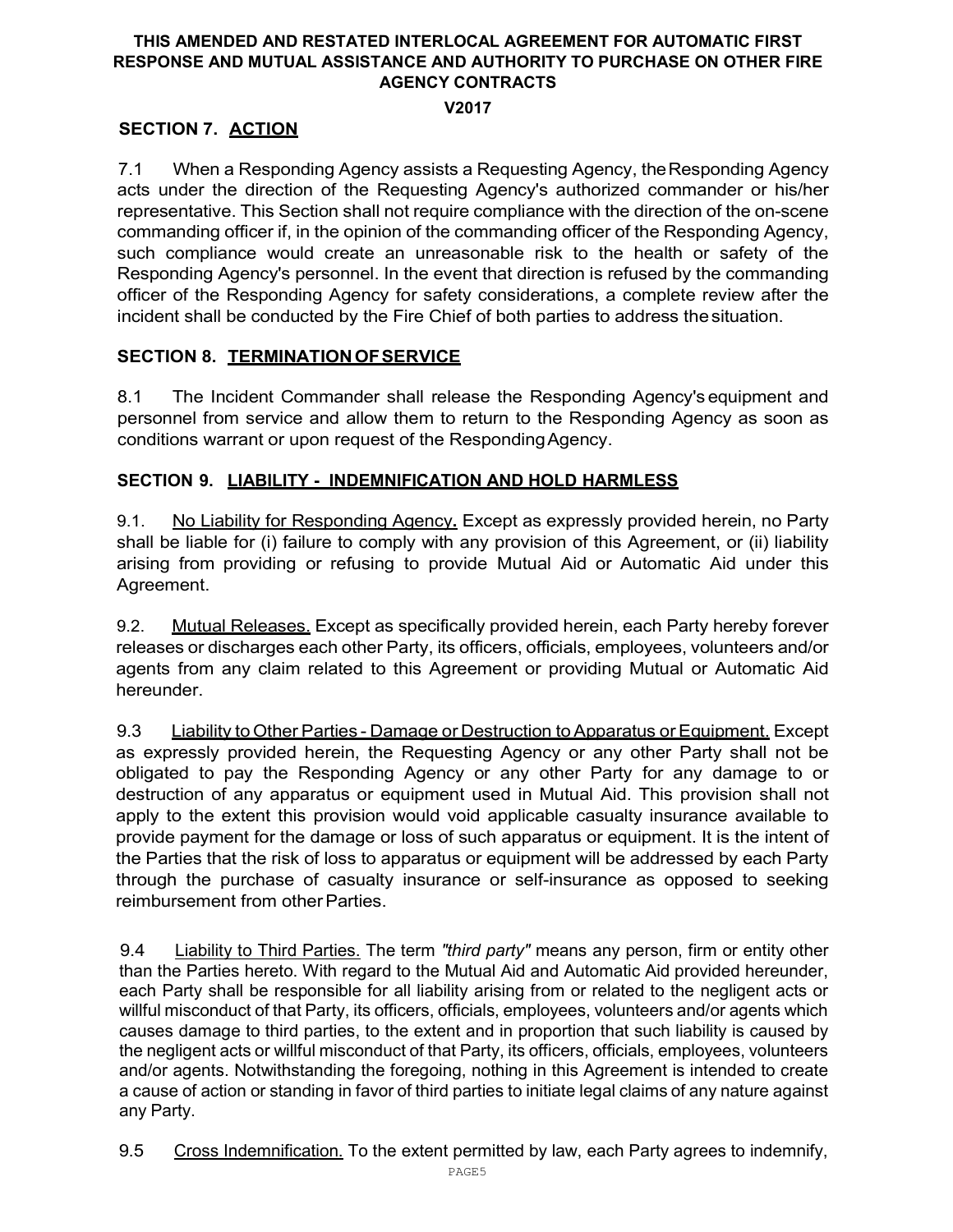## SECTION 7. ACTION

7.1 When a Responding Agency assists a Requesting Agency, the Responding Agency acts under the direction of the Requesting Agency's authorized commander or his/her representative. This Section shall not require compliance with the direction of the on-scene commanding officer if, in the opinion of the commanding officer of the Responding Agency, such compliance would create an unreasonable risk to the health or safety of the Responding Agency's personnel. In the event that direction is refused by the commanding officer of the Responding Agency for safety considerations, a complete review after the incident shall be conducted by the Fire Chief of both parties to address the situation.

## SECTION 8. TERMINATION OF SERVICE

8.1 The Incident Commander shall release the Responding Agency's equipment and personnel from service and allow them to return to the Responding Agency as soon as conditions warrant or upon request of the Responding Agency.

## SECTION 9. LIABILITY - INDEMNIFICATION AND HOLD HARMLESS

9.1. No Liability for Responding Agency**.** Except as expressly provided herein, no Party shall be liable for (i) failure to comply with any provision of this Agreement, or (ii) liability arising from providing or refusing to provide Mutual Aid or Automatic Aid under this Agreement.

9.2. Mutual Releases. Except as specifically provided herein, each Party hereby forever releases or discharges each other Party, its officers, officials, employees, volunteers and/or agents from any claim related to this Agreement or providing Mutual or Automatic Aid hereunder.

9.3 Liability to Other Parties - Damage or Destruction to Apparatus or Equipment. Except as expressly provided herein, the Requesting Agency or any other Party shall not be obligated to pay the Responding Agency or any other Party for any damage to or destruction of any apparatus or equipment used in Mutual Aid. This provision shall not apply to the extent this provision would void applicable casualty insurance available to provide payment for the damage or loss of such apparatus or equipment. It is the intent of the Parties that the risk of loss to apparatus or equipment will be addressed by each Party through the purchase of casualty insurance or self-insurance as opposed to seeking reimbursement from other Parties.

9.4 Liability to Third Parties. The term *"third party"* means any person, firm or entity other than the Parties hereto. With regard to the Mutual Aid and Automatic Aid provided hereunder, each Party shall be responsible for all liability arising from or related to the negligent acts or willful misconduct of that Party, its officers, officials, employees, volunteers and/or agents which causes damage to third parties, to the extent and in proportion that such liability is caused by the negligent acts or willful misconduct of that Party, its officers, officials, employees, volunteers and/or agents. Notwithstanding the foregoing, nothing in this Agreement is intended to create a cause of action or standing in favor of third parties to initiate legal claims of any nature against any Party.

9.5 Cross Indemnification. To the extent permitted by law, each Party agrees to indemnify,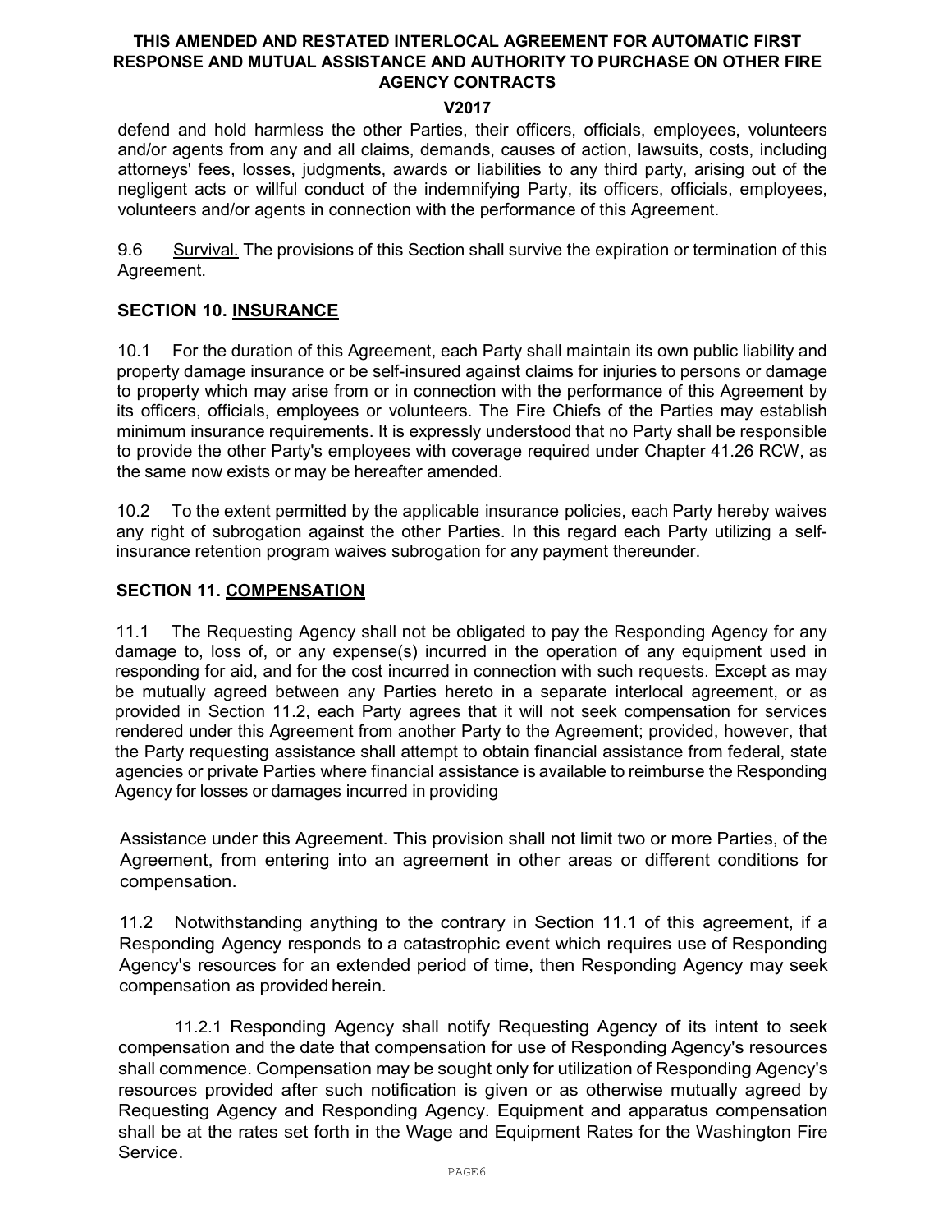defend and hold harmless the other Parties, their officers, officials, employees, volunteers and/or agents from any and all claims, demands, causes of action, lawsuits, costs, including attorneys' fees, losses, judgments, awards or liabilities to any third party, arising out of the negligent acts or willful conduct of the indemnifying Party, its officers, officials, employees, volunteers and/or agents in connection with the performance of this Agreement.

9.6 Survival. The provisions of this Section shall survive the expiration or termination of this Agreement.

## SECTION 10. INSURANCE

10.1 For the duration of this Agreement, each Party shall maintain its own public liability and property damage insurance or be self-insured against claims for injuries to persons or damage to property which may arise from or in connection with the performance of this Agreement by its officers, officials, employees or volunteers. The Fire Chiefs of the Parties may establish minimum insurance requirements. It is expressly understood that no Party shall be responsible to provide the other Party's employees with coverage required under Chapter 41.26 RCW, as the same now exists or may be hereafter amended.

10.2 To the extent permitted by the applicable insurance policies, each Party hereby waives any right of subrogation against the other Parties. In this regard each Party utilizing a self-insurance retention program waives subrogation for any payment thereunder.

## SECTION 11. COMPENSATION

11.1 The Requesting Agency shall not be obligated to pay the Responding Agency for any damage to, loss of, or any expense(s) incurred in the operation of any equipment used in responding for aid, and for the cost incurred in connection with such requests. Except as may be mutually agreed between any Parties hereto in a separate interlocal agreement, or as provided in Section 11.2, each Party agrees that it will not seek compensation for services rendered under this Agreement from another Party to the Agreement; provided, however, that the Party requesting assistance shall attempt to obtain financial assistance from federal, state agencies or private Parties where financial assistance is available to reimburse the Responding Agency for losses or damages incurred in providing Assistance under this Agreement. This provision shall not limit two or more Parties, of the Agreement, from entering into an agreement in other areas or different conditions for compensation.

11.2 Notwithstanding anything to the contrary in Section 11.1 of this agreement, if a Responding Agency responds to a catastrophic event which requires use of Responding Agency's resources for an extended period of time, then Responding Agency may seek compensation as provided herein.

11.2.1 Responding Agency shall notify Requesting Agency of its intent to seek compensation and the date that compensation for use of Responding Agency's resources shall commence. Compensation may be sought only for utilization of Responding Agency's resources provided after such notification is given or as otherwise mutually agreed by Requesting Agency and Responding Agency. Equipment and apparatus compensation shall be at the rates set forth in the Wage and Equipment Rates for the Washington Fire Service.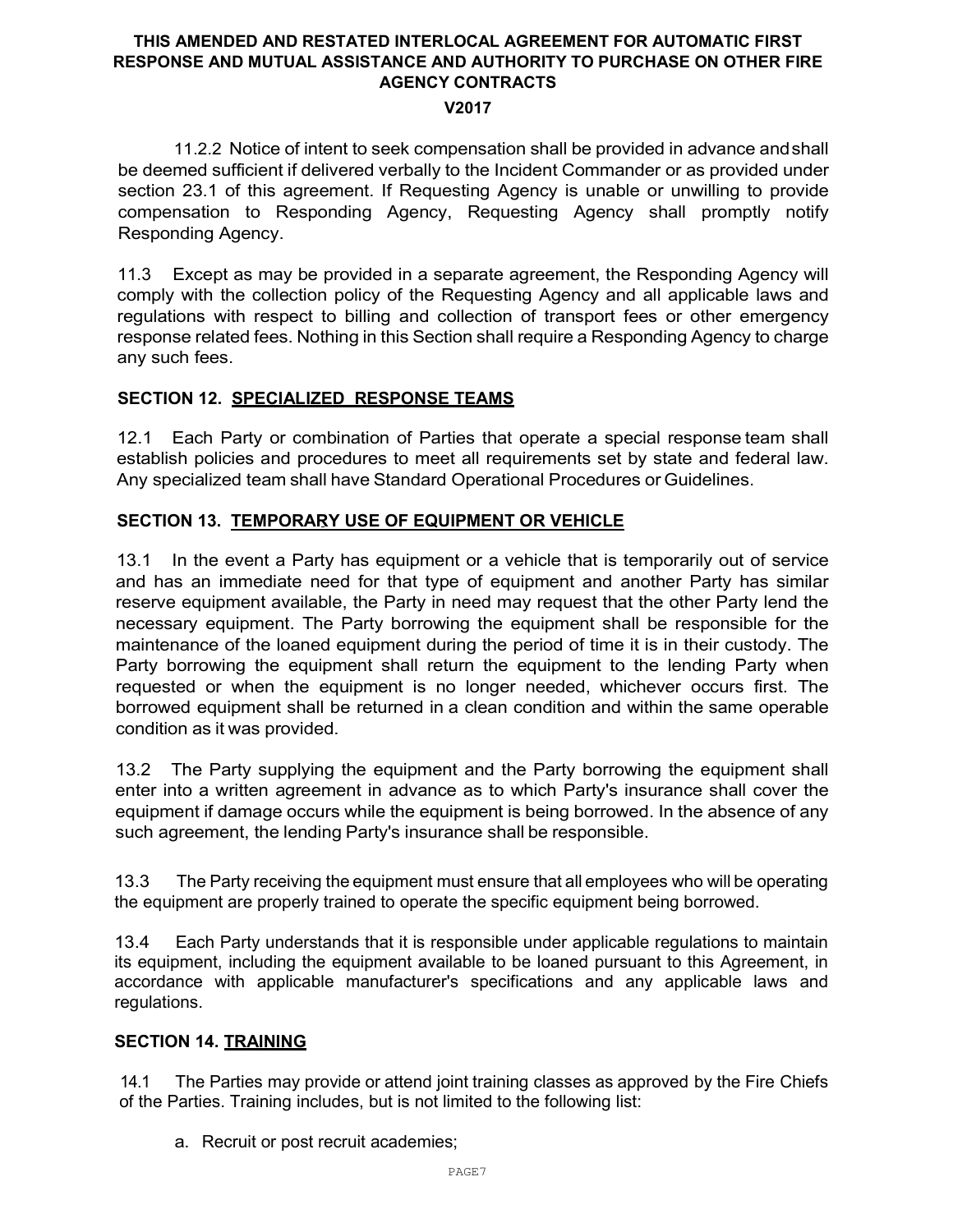11.2.2 Notice of intent to seek compensation shall be provided in advance and shall be deemed sufficient if delivered verbally to the Incident Commander or as provided under section 23.1 of this agreement. If Requesting Agency is unable or unwilling to provide compensation to Responding Agency, Requesting Agency shall promptly notify Responding Agency.

11.3 Except as may be provided in a separate agreement, the Responding Agency will comply with the collection policy of the Requesting Agency and all applicable laws and regulations with respect to billing and collection of transport fees or other emergency response related fees. Nothing in this Section shall require a Responding Agency to charge any such fees.

### SECTION 12. SPECIALIZED RESPONSE TEAMS

12.1 Each Party or combination of Parties that operate a special response team shall establish policies and procedures to meet all requirements set by state and federal law. Any specialized team shall have Standard Operational Procedures or Guidelines.

### SECTION 13. TEMPORARY USE OF EQUIPMENT OR VEHICLE

13.1 In the event a Party has equipment or a vehicle that is temporarily out of service and has an immediate need for that type of equipment and another Party has similar reserve equipment available, the Party in need may request that the other Party lend the necessary equipment. The Party borrowing the equipment shall be responsible for the maintenance of the loaned equipment during the period of time it is in their custody. The Party borrowing the equipment shall return the equipment to the lending Party when requested or when the equipment is no longer needed, whichever occurs first. The borrowed equipment shall be returned in a clean condition and within the same operable condition as it was provided.

13.2 The Party supplying the equipment and the Party borrowing the equipment shall enter into a written agreement in advance as to which Party's insurance shall cover the equipment if damage occurs while the equipment is being borrowed. In the absence of any such agreement, the lending Party's insurance shall be responsible.

13.3 The Party receiving the equipment must ensure that all employees who will be operating the equipment are properly trained to operate the specific equipment being borrowed.

13.4 Each Party understands that it is responsible under applicable regulations to maintain its equipment, including the equipment available to be loaned pursuant to this Agreement, in accordance with applicable manufacturer's specifications and any applicable laws and regulations.

### SECTION 14. TRAINING

14.1 The Parties may provide or attend joint training classes as approved by the Fire Chiefs of the Parties. Training includes, but is not limited to the following list:

a. Recruit or post recruit academies;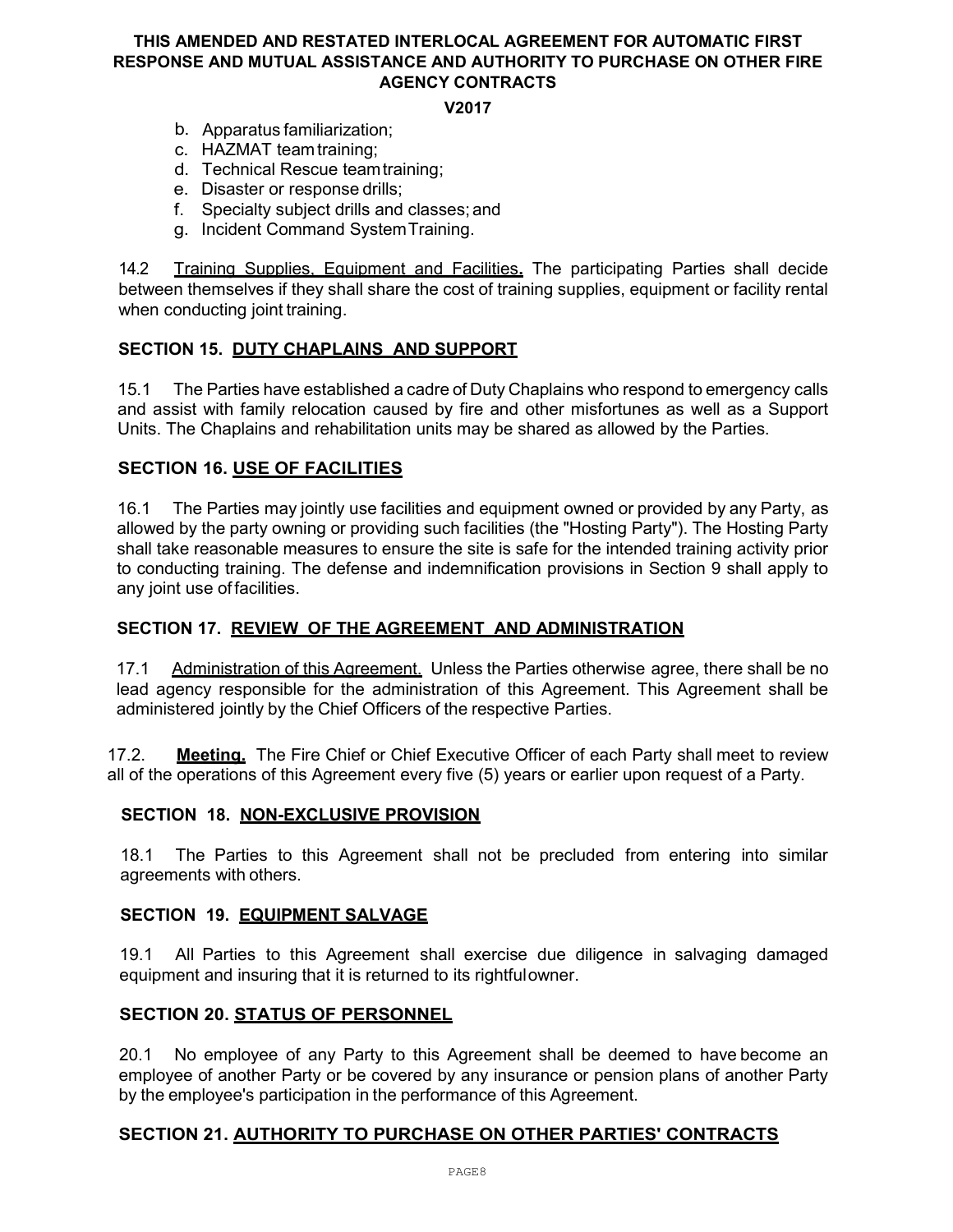b. Apparatus familiarization;
c. HAZMAT team training;
d. Technical Rescue team training;
e. Disaster or response drills;
f. Specialty subject drills and classes; and
g. Incident Command System Training.

14.2 Training Supplies, Equipment and Facilities**.** The participating Parties shall decide between themselves if they shall share the cost of training supplies, equipment or facility rental when conducting joint training.

## SECTION 15. DUTY CHAPLAINS AND SUPPORT

15.1 The Parties have established a cadre of Duty Chaplains who respond to emergency calls and assist with family relocation caused by fire and other misfortunes as well as a Support Units. The Chaplains and rehabilitation units may be shared as allowed by the Parties.

## SECTION 16. USE OF FACILITIES

16.1 The Parties may jointly use facilities and equipment owned or provided by any Party, as allowed by the party owning or providing such facilities (the "Hosting Party"). The Hosting Party shall take reasonable measures to ensure the site is safe for the intended training activity prior to conducting training. The defense and indemnification provisions in Section 9 shall apply to any joint use of facilities.

## SECTION 17. REVIEW OF THE AGREEMENT AND ADMINISTRATION

17.1 Administration of this Agreement. Unless the Parties otherwise agree, there shall be no lead agency responsible for the administration of this Agreement. This Agreement shall be administered jointly by the Chief Officers of the respective Parties.

17.2. **Meeting.** The Fire Chief or Chief Executive Officer of each Party shall meet to review all of the operations of this Agreement every five (5) years or earlier upon request of a Party.

## SECTION 18. NON-EXCLUSIVE PROVISION

18.1 The Parties to this Agreement shall not be precluded from entering into similar agreements with others.

## SECTION 19. EQUIPMENT SALVAGE

19.1 All Parties to this Agreement shall exercise due diligence in salvaging damaged equipment and insuring that it is returned to its rightful owner.

## SECTION 20. STATUS OF PERSONNEL

20.1 No employee of any Party to this Agreement shall be deemed to have become an employee of another Party or be covered by any insurance or pension plans of another Party by the employee's participation in the performance of this Agreement.

## SECTION 21. AUTHORITY TO PURCHASE ON OTHER PARTIES' CONTRACTS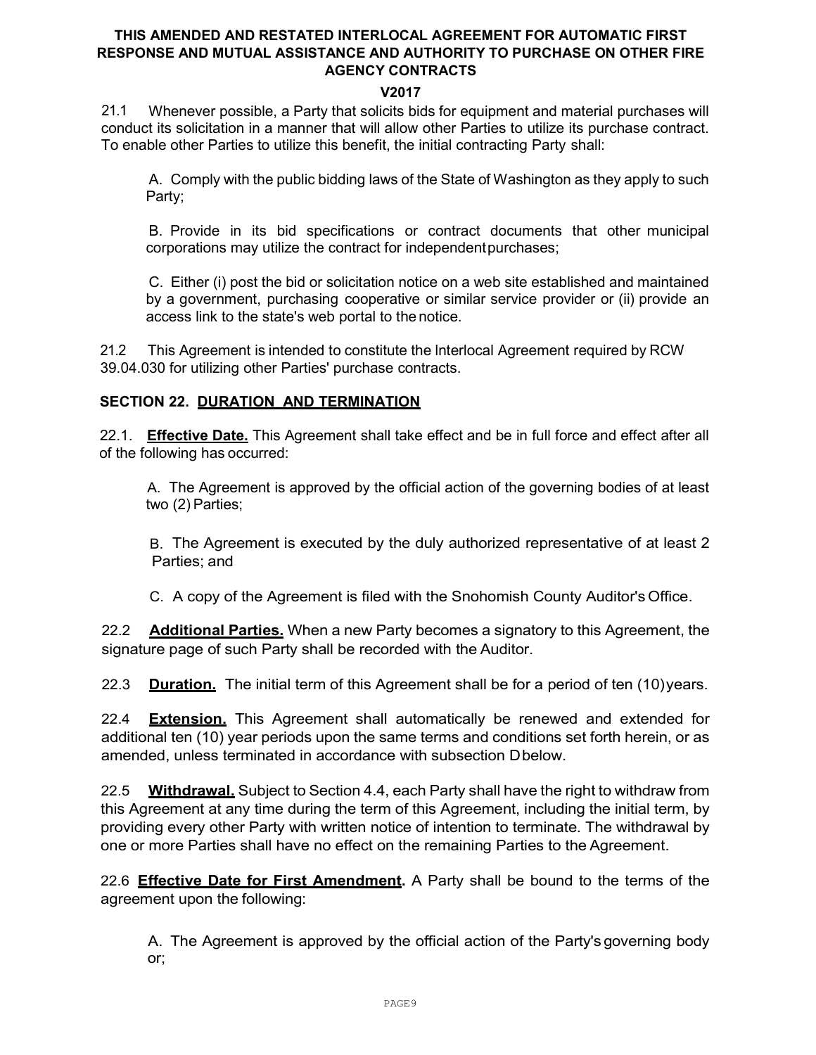21.1 Whenever possible, a Party that solicits bids for equipment and material purchases will conduct its solicitation in a manner that will allow other Parties to utilize its purchase contract. To enable other Parties to utilize this benefit, the initial contracting Party shall:

A. Comply with the public bidding laws of the State of Washington as they apply to such Party;

B. Provide in its bid specifications or contract documents that other municipal corporations may utilize the contract for independent purchases;

C. Either (i) post the bid or solicitation notice on a web site established and maintained by a government, purchasing cooperative or similar service provider or (ii) provide an access link to the state's web portal to the notice.

21.2 This Agreement is intended to constitute the Interlocal Agreement required by RCW 39.04.030 for utilizing other Parties' purchase contracts.

## SECTION 22. DURATION AND TERMINATION

22.1. **Effective Date.** This Agreement shall take effect and be in full force and effect after all of the following has occurred:

A. The Agreement is approved by the official action of the governing bodies of at least two (2) Parties;

B. The Agreement is executed by the duly authorized representative of at least 2 Parties; and

C. A copy of the Agreement is filed with the Snohomish County Auditor's Office.

22.2 **Additional Parties.** When a new Party becomes a signatory to this Agreement, the signature page of such Party shall be recorded with the Auditor.

22.3 **Duration.** The initial term of this Agreement shall be for a period of ten (10) years.

22.4 **Extension.** This Agreement shall automatically be renewed and extended for additional ten (10) year periods upon the same terms and conditions set forth herein, or as amended, unless terminated in accordance with subsection D below.

22.5 **Withdrawal.** Subject to Section 4.4, each Party shall have the right to withdraw from this Agreement at any time during the term of this Agreement, including the initial term, by providing every other Party with written notice of intention to terminate. The withdrawal by one or more Parties shall have no effect on the remaining Parties to the Agreement.

22.6 **Effective Date for First Amendment.** A Party shall be bound to the terms of the agreement upon the following:

A. The Agreement is approved by the official action of the Party's governing body or;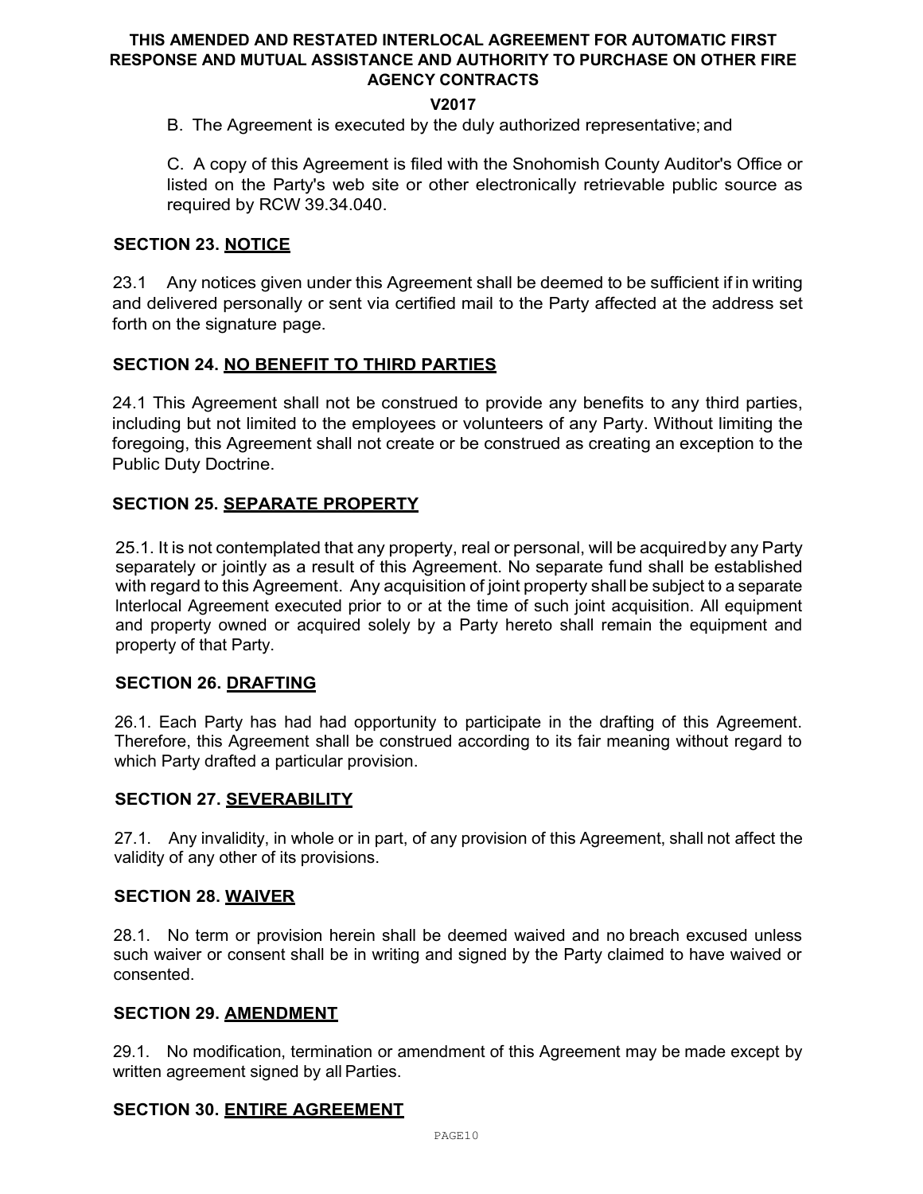B. The Agreement is executed by the duly authorized representative; and

C. A copy of this Agreement is filed with the Snohomish County Auditor's Office or listed on the Party's web site or other electronically retrievable public source as required by RCW 39.34.040.

## SECTION 23. NOTICE

23.1 Any notices given under this Agreement shall be deemed to be sufficient if in writing and delivered personally or sent via certified mail to the Party affected at the address set forth on the signature page.

## SECTION 24. NO BENEFIT TO THIRD PARTIES

24.1 This Agreement shall not be construed to provide any benefits to any third parties, including but not limited to the employees or volunteers of any Party. Without limiting the foregoing, this Agreement shall not create or be construed as creating an exception to the Public Duty Doctrine.

## SECTION 25. SEPARATE PROPERTY

25.1. It is not contemplated that any property, real or personal, will be acquired by any Party separately or jointly as a result of this Agreement. No separate fund shall be established with regard to this Agreement. Any acquisition of joint property shall be subject to a separate Interlocal Agreement executed prior to or at the time of such joint acquisition. All equipment and property owned or acquired solely by a Party hereto shall remain the equipment and property of that Party.

## SECTION 26. DRAFTING

26.1. Each Party has had had opportunity to participate in the drafting of this Agreement. Therefore, this Agreement shall be construed according to its fair meaning without regard to which Party drafted a particular provision.

## SECTION 27. SEVERABILITY

27.1. Any invalidity, in whole or in part, of any provision of this Agreement, shall not affect the validity of any other of its provisions.

## SECTION 28. WAIVER

28.1. No term or provision herein shall be deemed waived and no breach excused unless such waiver or consent shall be in writing and signed by the Party claimed to have waived or consented.

## SECTION 29. AMENDMENT

29.1. No modification, termination or amendment of this Agreement may be made except by written agreement signed by all Parties.

## SECTION 30. ENTIRE AGREEMENT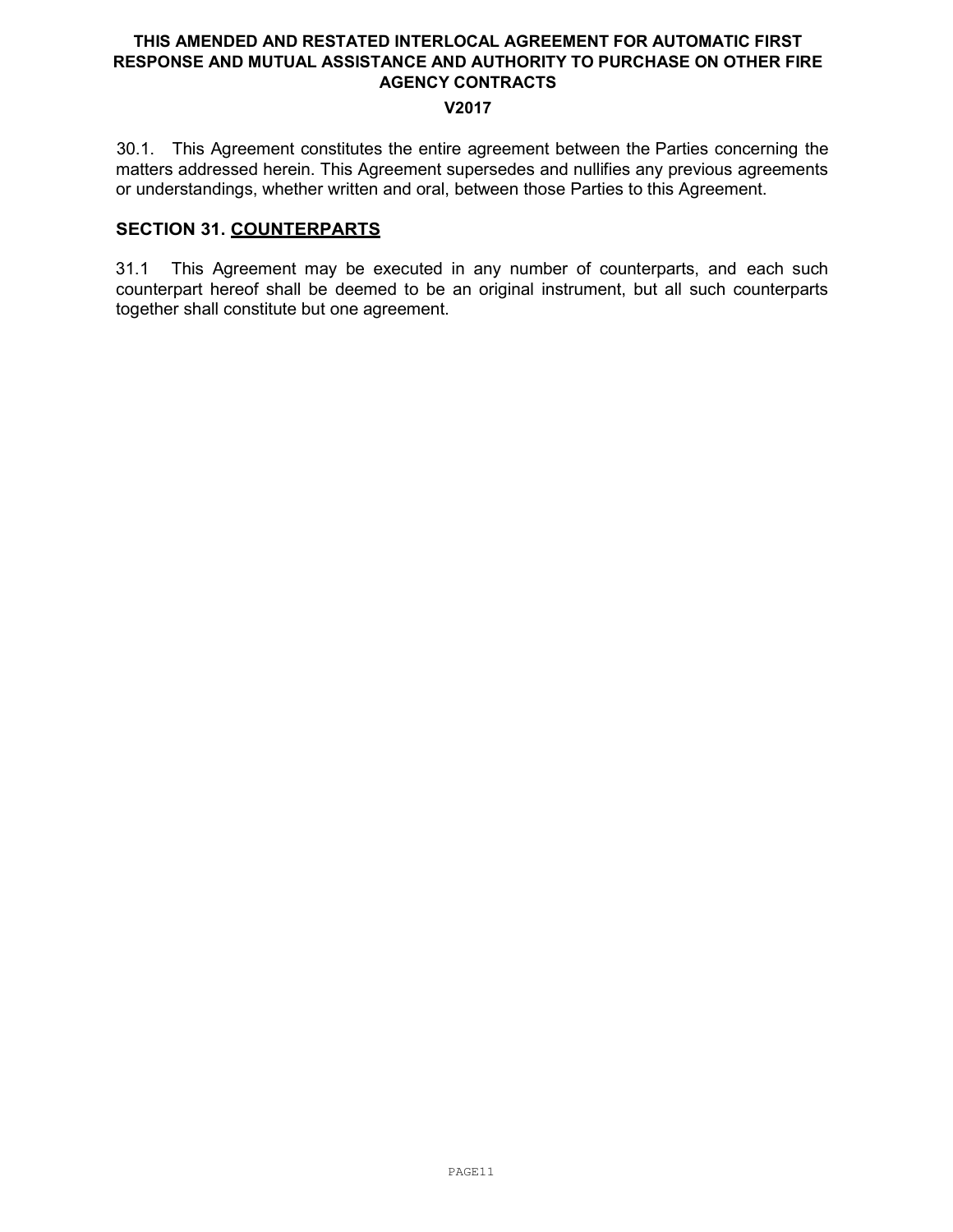30.1. This Agreement constitutes the entire agreement between the Parties concerning the matters addressed herein. This Agreement supersedes and nullifies any previous agreements or understandings, whether written and oral, between those Parties to this Agreement.

## SECTION 31. COUNTERPARTS

31.1 This Agreement may be executed in any number of counterparts, and each such counterpart hereof shall be deemed to be an original instrument, but all such counterparts together shall constitute but one agreement.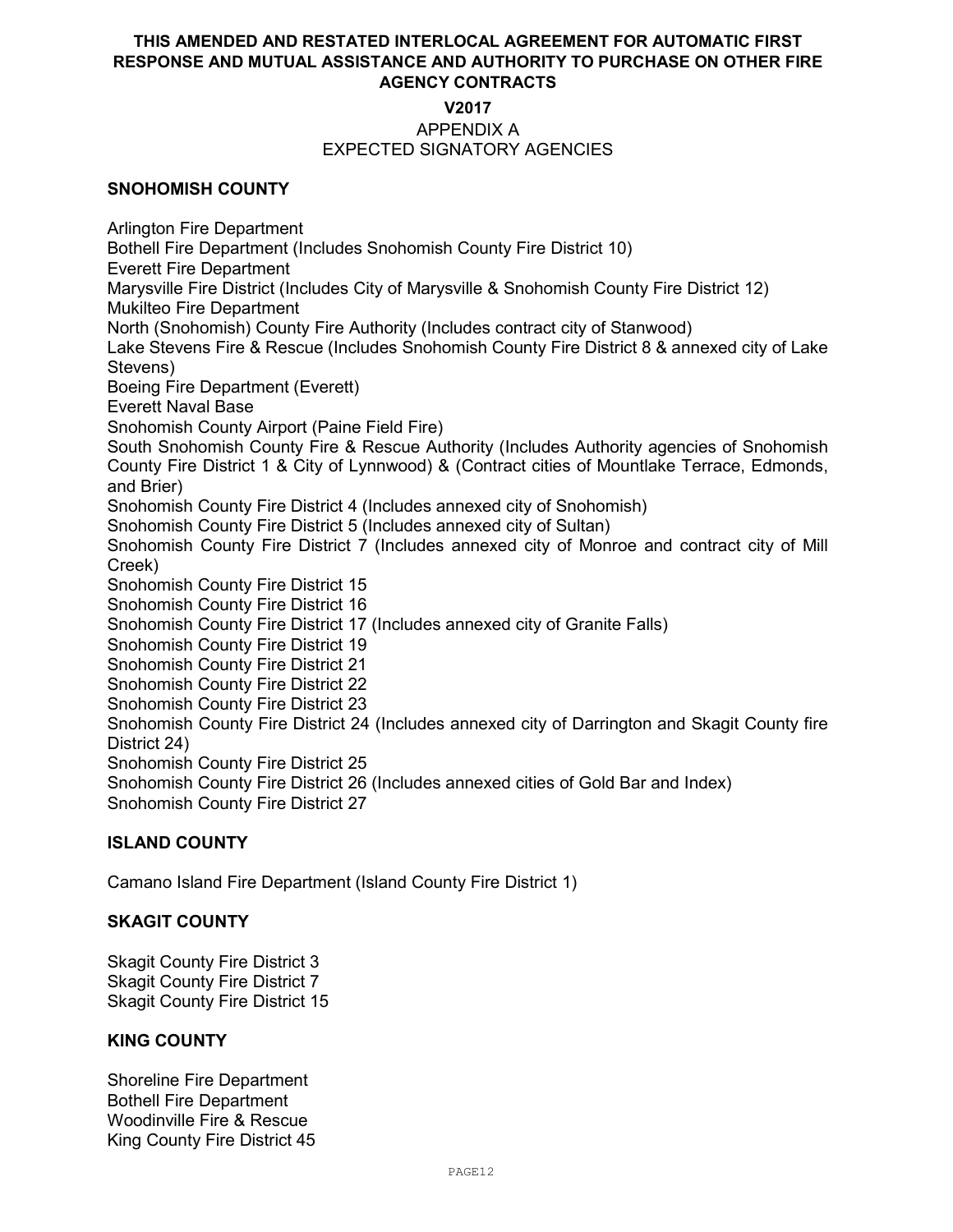**THIS AMENDED AND RESTATED INTERLOCAL AGREEMENT FOR AUTOMATIC FIRST RESPONSE AND MUTUAL ASSISTANCE AND AUTHORITY TO PURCHASE ON OTHER FIRE AGENCY CONTRACTS**

**V2017**

APPENDIX A

EXPECTED SIGNATORY AGENCIES

## SNOHOMISH COUNTY

Arlington Fire Department
Bothell Fire Department (Includes Snohomish County Fire District 10)
Everett Fire Department
Marysville Fire District (Includes City of Marysville & Snohomish County Fire District 12)
Mukilteo Fire Department
North (Snohomish) County Fire Authority (Includes contract city of Stanwood)
Lake Stevens Fire & Rescue (Includes Snohomish County Fire District 8 & annexed city of Lake Stevens)
Boeing Fire Department (Everett)
Everett Naval Base
Snohomish County Airport (Paine Field Fire)
South Snohomish County Fire & Rescue Authority (Includes Authority agencies of Snohomish County Fire District 1 & City of Lynnwood) & (Contract cities of Mountlake Terrace, Edmonds, and Brier)
Snohomish County Fire District 4 (Includes annexed city of Snohomish)
Snohomish County Fire District 5 (Includes annexed city of Sultan)
Snohomish County Fire District 7 (Includes annexed city of Monroe and contract city of Mill Creek)
Snohomish County Fire District 15
Snohomish County Fire District 16
Snohomish County Fire District 17 (Includes annexed city of Granite Falls)
Snohomish County Fire District 19
Snohomish County Fire District 21
Snohomish County Fire District 22
Snohomish County Fire District 23
Snohomish County Fire District 24 (Includes annexed city of Darrington and Skagit County fire District 24)
Snohomish County Fire District 25
Snohomish County Fire District 26 (Includes annexed cities of Gold Bar and Index)
Snohomish County Fire District 27

## ISLAND COUNTY

Camano Island Fire Department (Island County Fire District 1)

## SKAGIT COUNTY

Skagit County Fire District 3
Skagit County Fire District 7
Skagit County Fire District 15

## KING COUNTY

Shoreline Fire Department
Bothell Fire Department
Woodinville Fire & Rescue
King County Fire District 45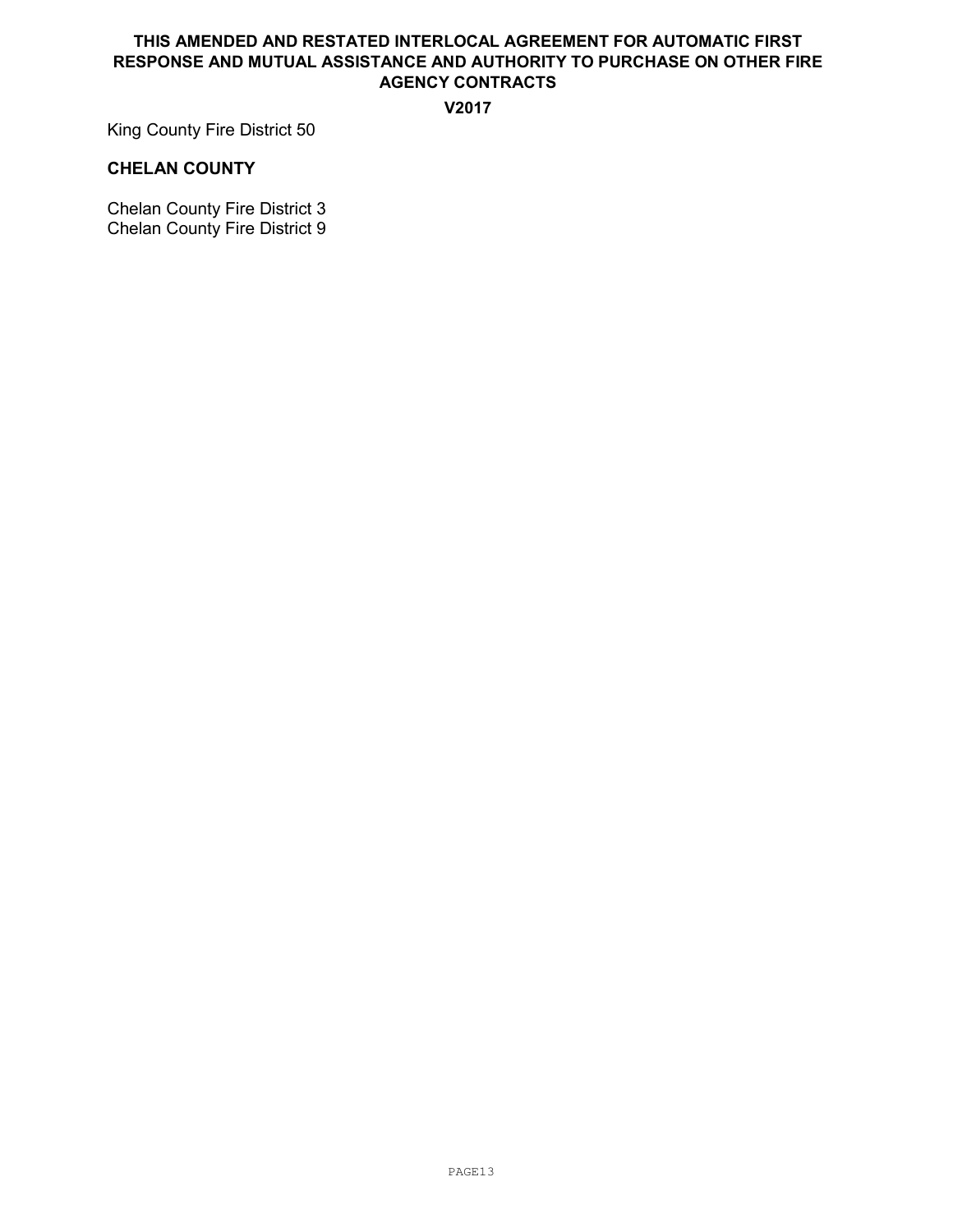King County Fire District 50

**CHELAN COUNTY**

Chelan County Fire District 3
Chelan County Fire District 9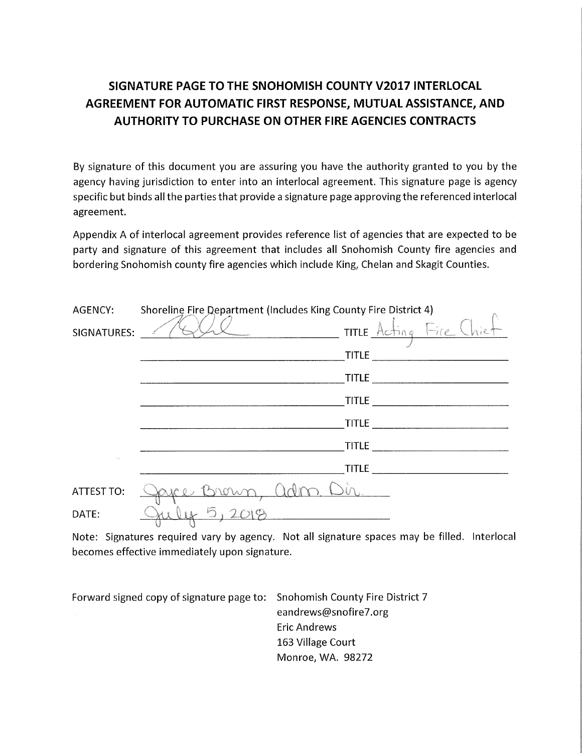# SIGNATURE PAGE TO THE SNOHOMISH COUNTY V2017 INTERLOCAL AGREEMENT FOR AUTOMATIC FIRST RESPONSE, MUTUAL ASSISTANCE, AND AUTHORITY TO PURCHASE ON OTHER FIRE AGENCIES CONTRACTS

By signature of this document you are assuring you have the authority granted to you by the agency having jurisdiction to enter into an interlocal agreement. This signature page is agency specific but binds all the parties that provide a signature page approving the referenced interlocal agreement.

Appendix A of interlocal agreement provides reference list of agencies that are expected to be party and signature of this agreement that includes all Snohomish County fire agencies and bordering Snohomish county fire agencies which include King, Chelan and Skagit Counties.

AGENCY: Shoreline Fire Department (Includes King County Fire District 4)

SIGNATURES: [signature] TITLE Acting Fire Chief

_______________ TITLE _______________

_______________ TITLE _______________

_______________ TITLE _______________

_______________ TITLE _______________

_______________ TITLE _______________

_______________ TITLE _______________

ATTEST TO: Joyce Brown, Adm. Dir.

DATE: July 5, 2018

Note: Signatures required vary by agency. Not all signature spaces may be filled. Interlocal becomes effective immediately upon signature.

Forward signed copy of signature page to:
Snohomish County Fire District 7
eandrews@snofire7.org
Eric Andrews
163 Village Court
Monroe, WA. 98272